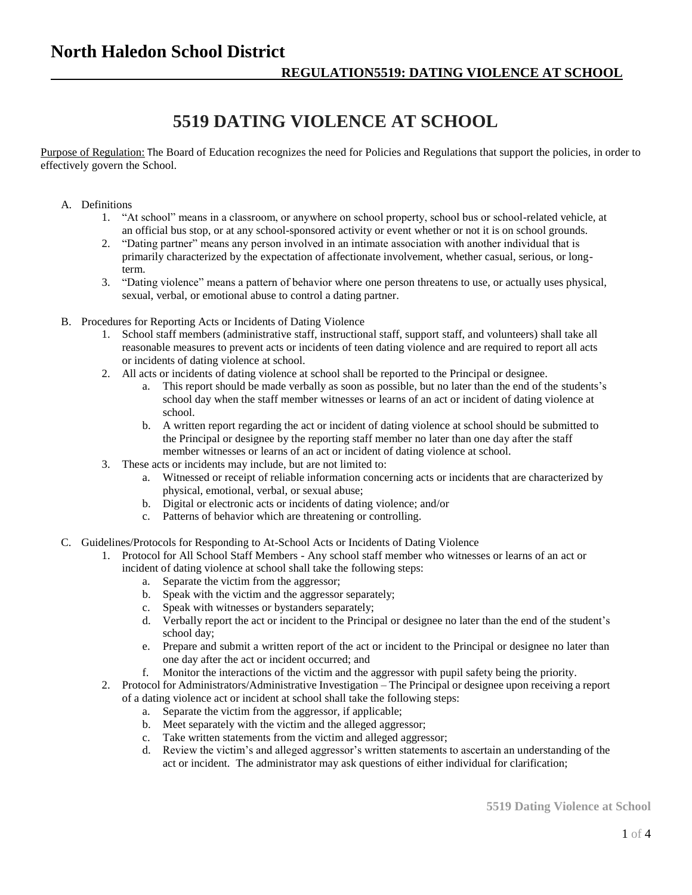# North Haledon School District

**REGULATION5519: DATING VIOLENCE AT SCHOOL**

## 5519 DATING VIOLENCE AT SCHOOL

Purpose of Regulation: The Board of Education recognizes the need for Policies and Regulations that support the policies, in order to effectively govern the School.

A. Definitions
   1. "At school" means in a classroom, or anywhere on school property, school bus or school-related vehicle, at an official bus stop, or at any school-sponsored activity or event whether or not it is on school grounds.
   2. "Dating partner" means any person involved in an intimate association with another individual that is primarily characterized by the expectation of affectionate involvement, whether casual, serious, or long-term.
   3. "Dating violence" means a pattern of behavior where one person threatens to use, or actually uses physical, sexual, verbal, or emotional abuse to control a dating partner.

B. Procedures for Reporting Acts or Incidents of Dating Violence
   1. School staff members (administrative staff, instructional staff, support staff, and volunteers) shall take all reasonable measures to prevent acts or incidents of teen dating violence and are required to report all acts or incidents of dating violence at school.
   2. All acts or incidents of dating violence at school shall be reported to the Principal or designee.
      a. This report should be made verbally as soon as possible, but no later than the end of the students's school day when the staff member witnesses or learns of an act or incident of dating violence at school.
      b. A written report regarding the act or incident of dating violence at school should be submitted to the Principal or designee by the reporting staff member no later than one day after the staff member witnesses or learns of an act or incident of dating violence at school.
   3. These acts or incidents may include, but are not limited to:
      a. Witnessed or receipt of reliable information concerning acts or incidents that are characterized by physical, emotional, verbal, or sexual abuse;
      b. Digital or electronic acts or incidents of dating violence; and/or
      c. Patterns of behavior which are threatening or controlling.

C. Guidelines/Protocols for Responding to At-School Acts or Incidents of Dating Violence
   1. Protocol for All School Staff Members - Any school staff member who witnesses or learns of an act or incident of dating violence at school shall take the following steps:
      a. Separate the victim from the aggressor;
      b. Speak with the victim and the aggressor separately;
      c. Speak with witnesses or bystanders separately;
      d. Verbally report the act or incident to the Principal or designee no later than the end of the student's school day;
      e. Prepare and submit a written report of the act or incident to the Principal or designee no later than one day after the act or incident occurred; and
      f. Monitor the interactions of the victim and the aggressor with pupil safety being the priority.
   2. Protocol for Administrators/Administrative Investigation – The Principal or designee upon receiving a report of a dating violence act or incident at school shall take the following steps:
      a. Separate the victim from the aggressor, if applicable;
      b. Meet separately with the victim and the alleged aggressor;
      c. Take written statements from the victim and alleged aggressor;
      d. Review the victim's and alleged aggressor's written statements to ascertain an understanding of the act or incident. The administrator may ask questions of either individual for clarification;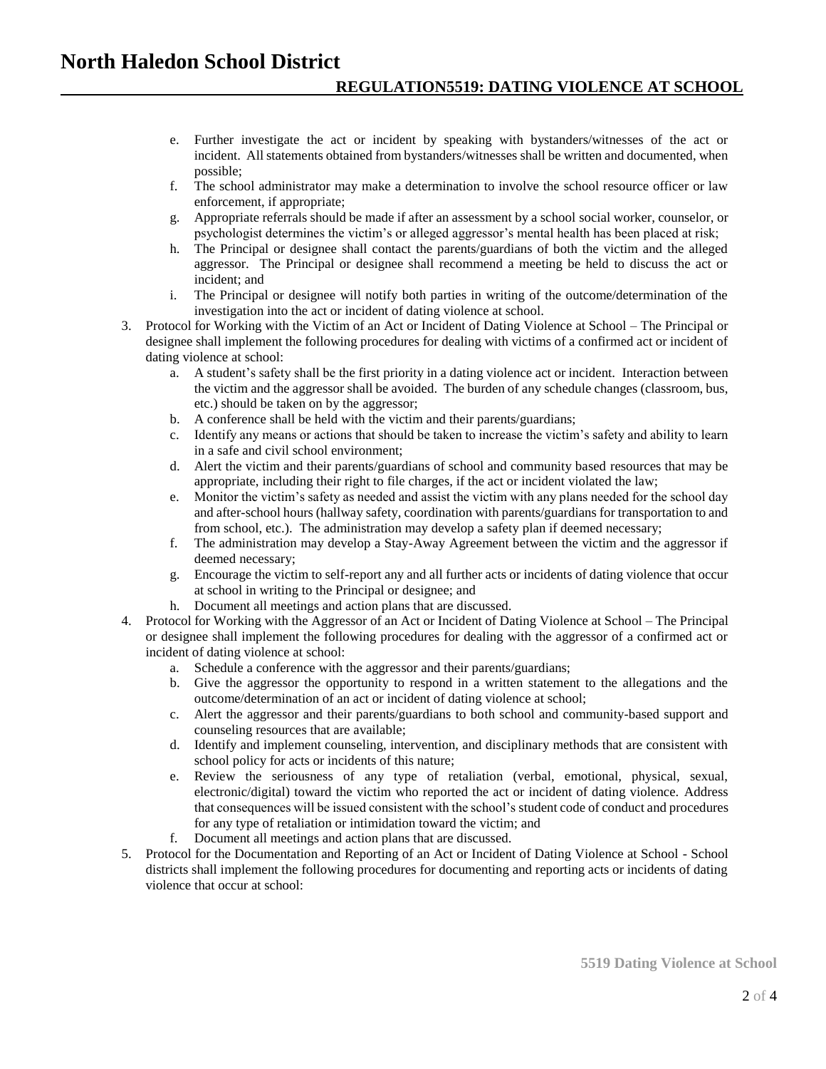e. Further investigate the act or incident by speaking with bystanders/witnesses of the act or incident. All statements obtained from bystanders/witnesses shall be written and documented, when possible;
   f. The school administrator may make a determination to involve the school resource officer or law enforcement, if appropriate;
   g. Appropriate referrals should be made if after an assessment by a school social worker, counselor, or psychologist determines the victim's or alleged aggressor's mental health has been placed at risk;
   h. The Principal or designee shall contact the parents/guardians of both the victim and the alleged aggressor. The Principal or designee shall recommend a meeting be held to discuss the act or incident; and
   i. The Principal or designee will notify both parties in writing of the outcome/determination of the investigation into the act or incident of dating violence at school.

3. Protocol for Working with the Victim of an Act or Incident of Dating Violence at School – The Principal or designee shall implement the following procedures for dealing with victims of a confirmed act or incident of dating violence at school:
   a. A student's safety shall be the first priority in a dating violence act or incident. Interaction between the victim and the aggressor shall be avoided. The burden of any schedule changes (classroom, bus, etc.) should be taken on by the aggressor;
   b. A conference shall be held with the victim and their parents/guardians;
   c. Identify any means or actions that should be taken to increase the victim's safety and ability to learn in a safe and civil school environment;
   d. Alert the victim and their parents/guardians of school and community based resources that may be appropriate, including their right to file charges, if the act or incident violated the law;
   e. Monitor the victim's safety as needed and assist the victim with any plans needed for the school day and after-school hours (hallway safety, coordination with parents/guardians for transportation to and from school, etc.). The administration may develop a safety plan if deemed necessary;
   f. The administration may develop a Stay-Away Agreement between the victim and the aggressor if deemed necessary;
   g. Encourage the victim to self-report any and all further acts or incidents of dating violence that occur at school in writing to the Principal or designee; and
   h. Document all meetings and action plans that are discussed.

4. Protocol for Working with the Aggressor of an Act or Incident of Dating Violence at School – The Principal or designee shall implement the following procedures for dealing with the aggressor of a confirmed act or incident of dating violence at school:
   a. Schedule a conference with the aggressor and their parents/guardians;
   b. Give the aggressor the opportunity to respond in a written statement to the allegations and the outcome/determination of an act or incident of dating violence at school;
   c. Alert the aggressor and their parents/guardians to both school and community-based support and counseling resources that are available;
   d. Identify and implement counseling, intervention, and disciplinary methods that are consistent with school policy for acts or incidents of this nature;
   e. Review the seriousness of any type of retaliation (verbal, emotional, physical, sexual, electronic/digital) toward the victim who reported the act or incident of dating violence. Address that consequences will be issued consistent with the school's student code of conduct and procedures for any type of retaliation or intimidation toward the victim; and
   f. Document all meetings and action plans that are discussed.

5. Protocol for the Documentation and Reporting of an Act or Incident of Dating Violence at School - School districts shall implement the following procedures for documenting and reporting acts or incidents of dating violence that occur at school: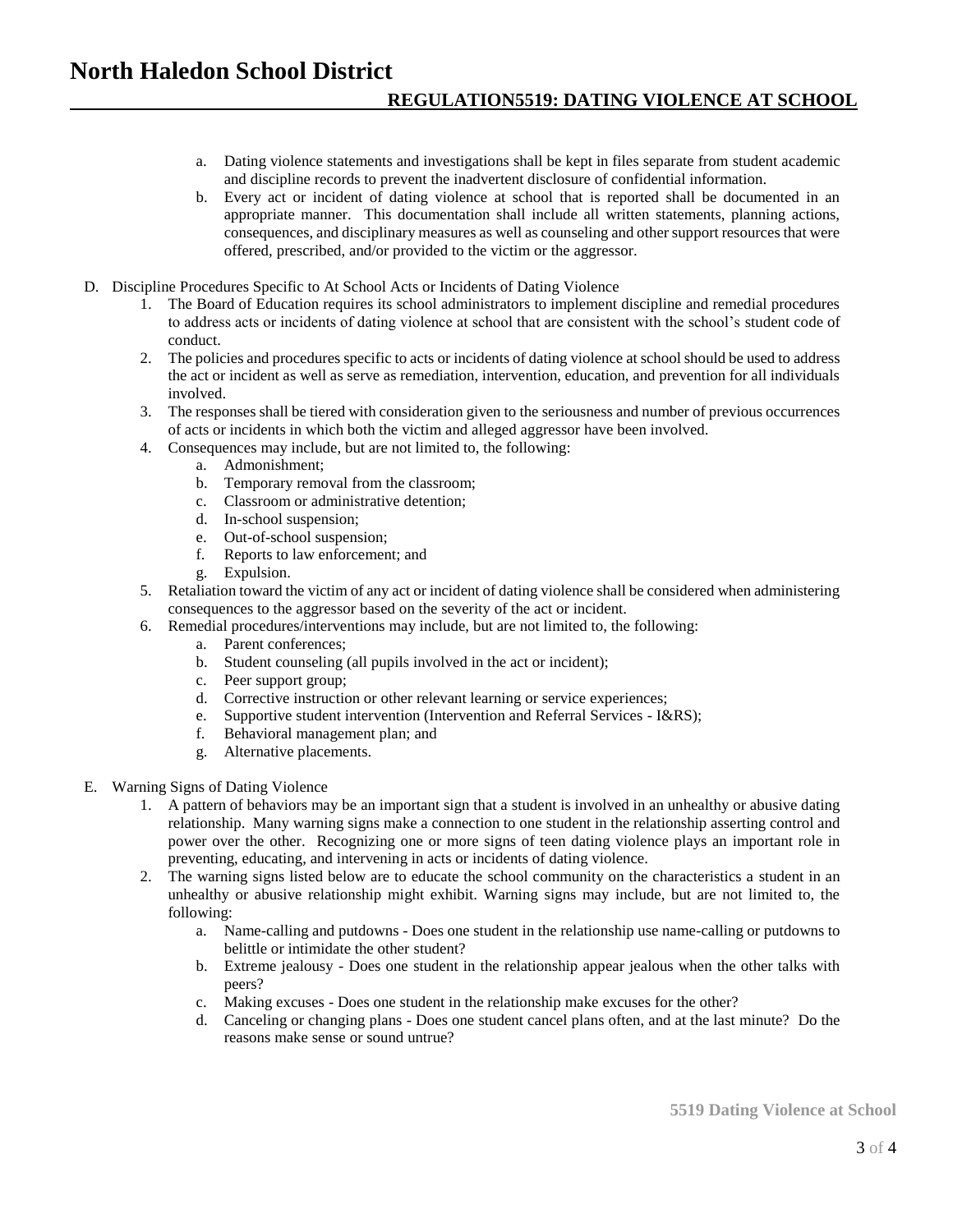a. Dating violence statements and investigations shall be kept in files separate from student academic and discipline records to prevent the inadvertent disclosure of confidential information.
b. Every act or incident of dating violence at school that is reported shall be documented in an appropriate manner. This documentation shall include all written statements, planning actions, consequences, and disciplinary measures as well as counseling and other support resources that were offered, prescribed, and/or provided to the victim or the aggressor.

D. Discipline Procedures Specific to At School Acts or Incidents of Dating Violence

1. The Board of Education requires its school administrators to implement discipline and remedial procedures to address acts or incidents of dating violence at school that are consistent with the school's student code of conduct.
2. The policies and procedures specific to acts or incidents of dating violence at school should be used to address the act or incident as well as serve as remediation, intervention, education, and prevention for all individuals involved.
3. The responses shall be tiered with consideration given to the seriousness and number of previous occurrences of acts or incidents in which both the victim and alleged aggressor have been involved.
4. Consequences may include, but are not limited to, the following:
   a. Admonishment;
   b. Temporary removal from the classroom;
   c. Classroom or administrative detention;
   d. In-school suspension;
   e. Out-of-school suspension;
   f. Reports to law enforcement; and
   g. Expulsion.
5. Retaliation toward the victim of any act or incident of dating violence shall be considered when administering consequences to the aggressor based on the severity of the act or incident.
6. Remedial procedures/interventions may include, but are not limited to, the following:
   a. Parent conferences;
   b. Student counseling (all pupils involved in the act or incident);
   c. Peer support group;
   d. Corrective instruction or other relevant learning or service experiences;
   e. Supportive student intervention (Intervention and Referral Services - I&RS);
   f. Behavioral management plan; and
   g. Alternative placements.

E. Warning Signs of Dating Violence

1. A pattern of behaviors may be an important sign that a student is involved in an unhealthy or abusive dating relationship. Many warning signs make a connection to one student in the relationship asserting control and power over the other. Recognizing one or more signs of teen dating violence plays an important role in preventing, educating, and intervening in acts or incidents of dating violence.
2. The warning signs listed below are to educate the school community on the characteristics a student in an unhealthy or abusive relationship might exhibit. Warning signs may include, but are not limited to, the following:
   a. Name-calling and putdowns - Does one student in the relationship use name-calling or putdowns to belittle or intimidate the other student?
   b. Extreme jealousy - Does one student in the relationship appear jealous when the other talks with peers?
   c. Making excuses - Does one student in the relationship make excuses for the other?
   d. Canceling or changing plans - Does one student cancel plans often, and at the last minute? Do the reasons make sense or sound untrue?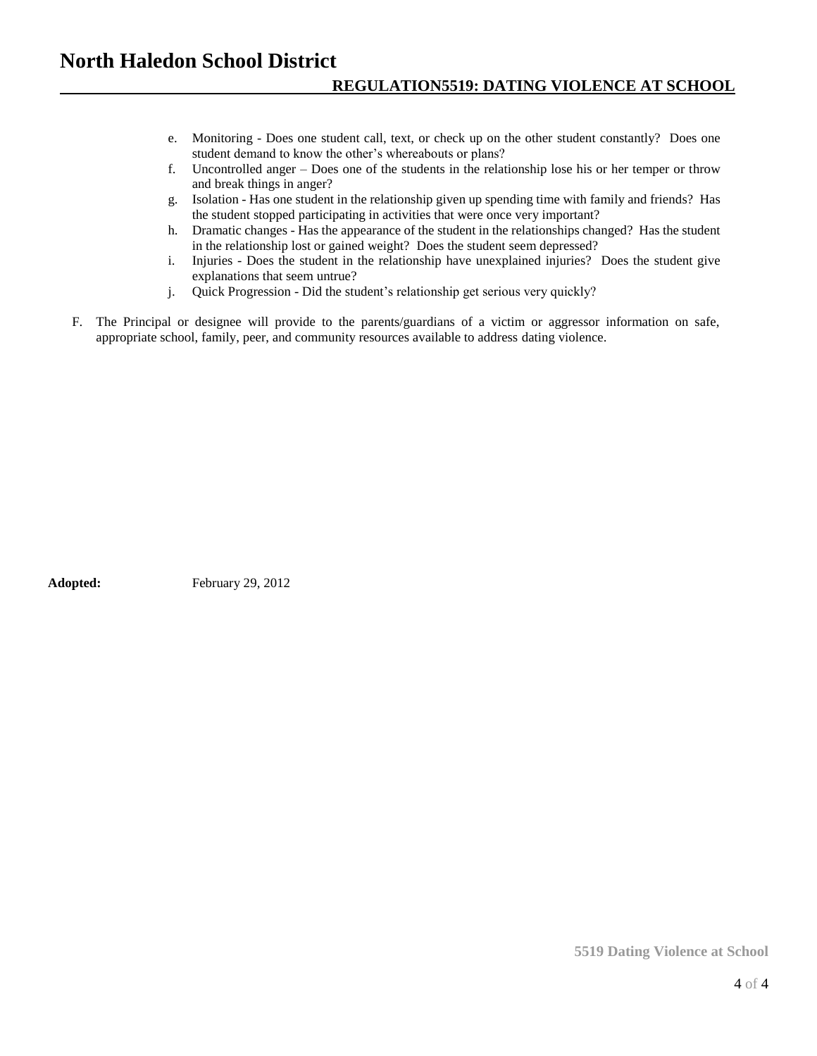e. Monitoring - Does one student call, text, or check up on the other student constantly? Does one student demand to know the other's whereabouts or plans?
f. Uncontrolled anger – Does one of the students in the relationship lose his or her temper or throw and break things in anger?
g. Isolation - Has one student in the relationship given up spending time with family and friends? Has the student stopped participating in activities that were once very important?
h. Dramatic changes - Has the appearance of the student in the relationships changed? Has the student in the relationship lost or gained weight? Does the student seem depressed?
i. Injuries - Does the student in the relationship have unexplained injuries? Does the student give explanations that seem untrue?
j. Quick Progression - Did the student's relationship get serious very quickly?

F. The Principal or designee will provide to the parents/guardians of a victim or aggressor information on safe, appropriate school, family, peer, and community resources available to address dating violence.

**Adopted:** February 29, 2012